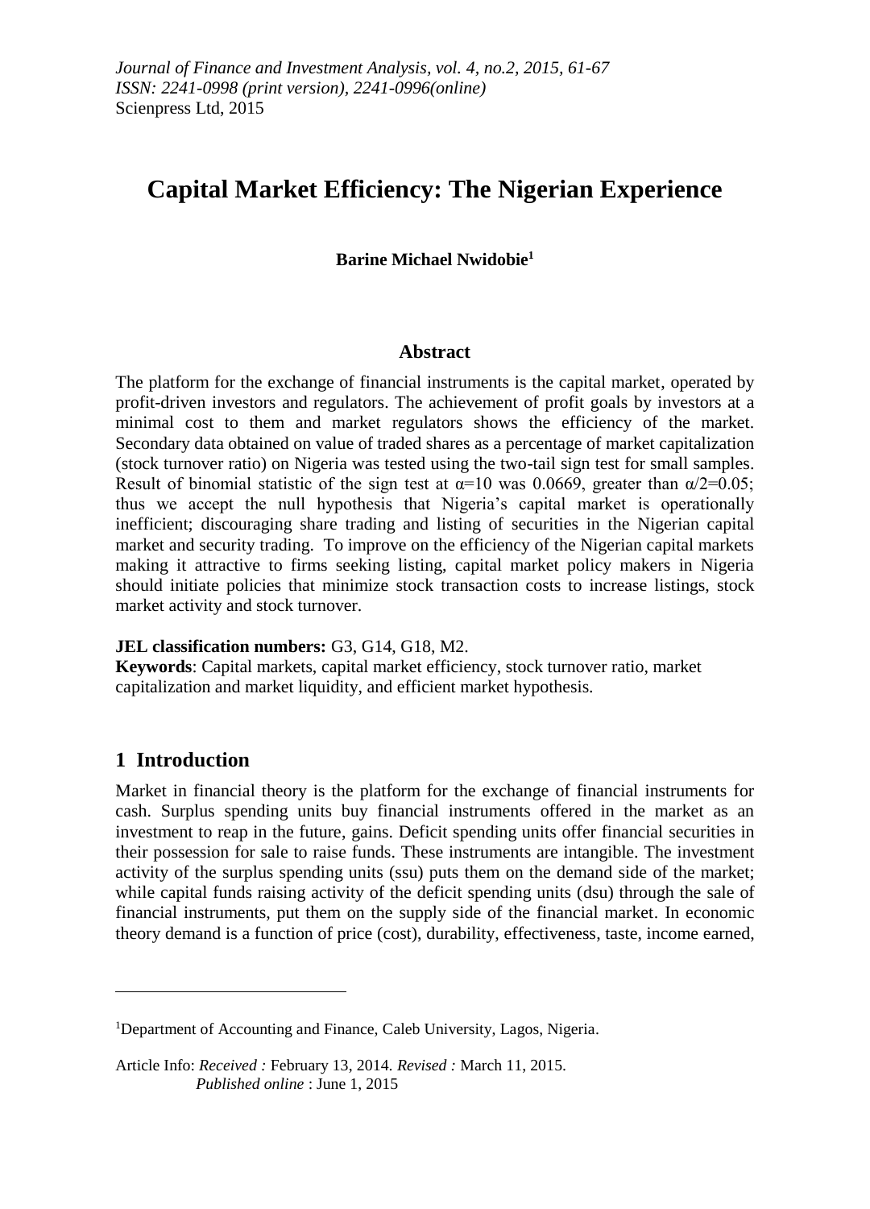*Journal of Finance and Investment Analysis, vol. 4, no.2, 2015, 61-67*
*ISSN: 2241-0998 (print version), 2241-0996(online)*
Scienpress Ltd, 2015

# Capital Market Efficiency: The Nigerian Experience

**Barine Michael Nwidobie[1]**

## Abstract

The platform for the exchange of financial instruments is the capital market, operated by profit-driven investors and regulators. The achievement of profit goals by investors at a minimal cost to them and market regulators shows the efficiency of the market. Secondary data obtained on value of traded shares as a percentage of market capitalization (stock turnover ratio) on Nigeria was tested using the two-tail sign test for small samples. Result of binomial statistic of the sign test at $\alpha$=10 was 0.0669, greater than $\alpha/2$=0.05; thus we accept the null hypothesis that Nigeria's capital market is operationally inefficient; discouraging share trading and listing of securities in the Nigerian capital market and security trading. To improve on the efficiency of the Nigerian capital markets making it attractive to firms seeking listing, capital market policy makers in Nigeria should initiate policies that minimize stock transaction costs to increase listings, stock market activity and stock turnover.

**JEL classification numbers:** G3, G14, G18, M2.
**Keywords**: Capital markets, capital market efficiency, stock turnover ratio, market capitalization and market liquidity, and efficient market hypothesis.

## 1 Introduction

Market in financial theory is the platform for the exchange of financial instruments for cash. Surplus spending units buy financial instruments offered in the market as an investment to reap in the future, gains. Deficit spending units offer financial securities in their possession for sale to raise funds. These instruments are intangible. The investment activity of the surplus spending units (ssu) puts them on the demand side of the market; while capital funds raising activity of the deficit spending units (dsu) through the sale of financial instruments, put them on the supply side of the financial market. In economic theory demand is a function of price (cost), durability, effectiveness, taste, income earned,

---

[1]Department of Accounting and Finance, Caleb University, Lagos, Nigeria.

Article Info: *Received :* February 13, 2014. *Revised :* March 11, 2015.
*Published online* : June 1, 2015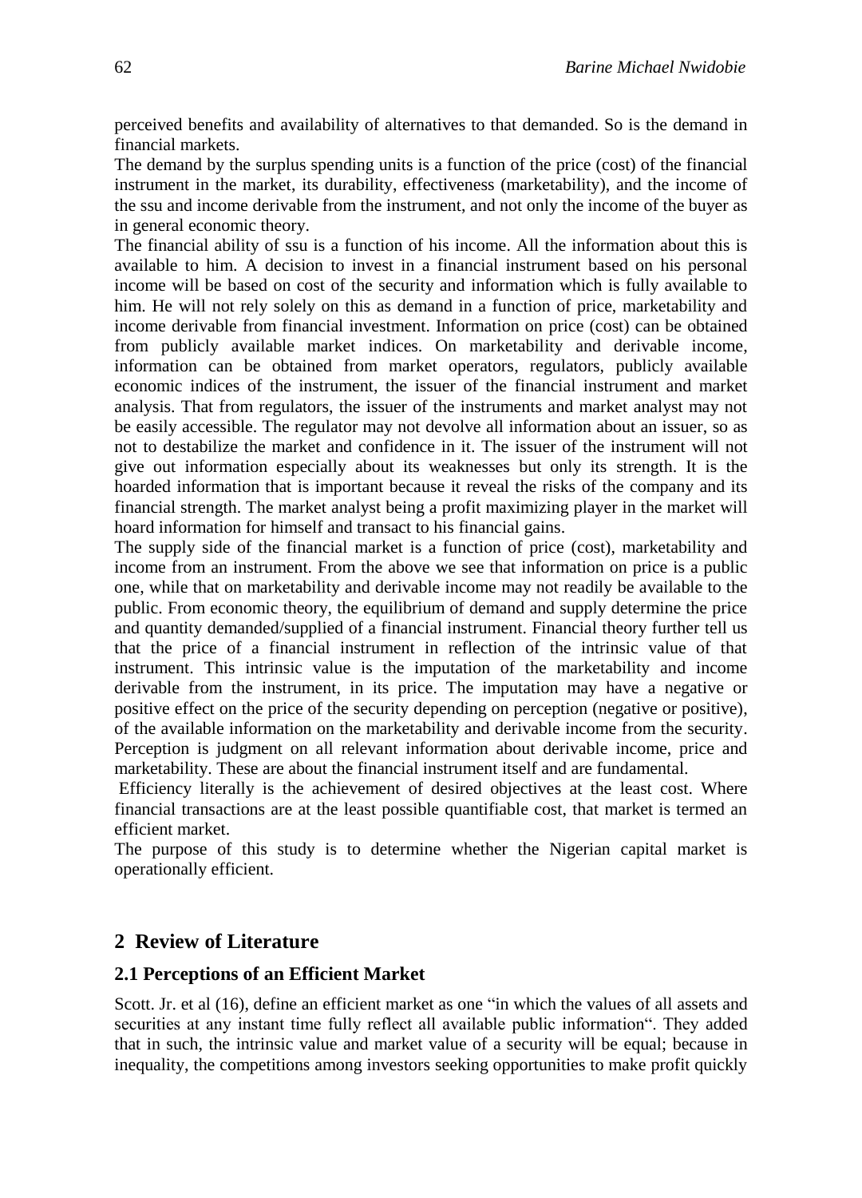perceived benefits and availability of alternatives to that demanded. So is the demand in financial markets.

The demand by the surplus spending units is a function of the price (cost) of the financial instrument in the market, its durability, effectiveness (marketability), and the income of the ssu and income derivable from the instrument, and not only the income of the buyer as in general economic theory.

The financial ability of ssu is a function of his income. All the information about this is available to him. A decision to invest in a financial instrument based on his personal income will be based on cost of the security and information which is fully available to him. He will not rely solely on this as demand in a function of price, marketability and income derivable from financial investment. Information on price (cost) can be obtained from publicly available market indices. On marketability and derivable income, information can be obtained from market operators, regulators, publicly available economic indices of the instrument, the issuer of the financial instrument and market analysis. That from regulators, the issuer of the instruments and market analyst may not be easily accessible. The regulator may not devolve all information about an issuer, so as not to destabilize the market and confidence in it. The issuer of the instrument will not give out information especially about its weaknesses but only its strength. It is the hoarded information that is important because it reveal the risks of the company and its financial strength. The market analyst being a profit maximizing player in the market will hoard information for himself and transact to his financial gains.

The supply side of the financial market is a function of price (cost), marketability and income from an instrument. From the above we see that information on price is a public one, while that on marketability and derivable income may not readily be available to the public. From economic theory, the equilibrium of demand and supply determine the price and quantity demanded/supplied of a financial instrument. Financial theory further tell us that the price of a financial instrument in reflection of the intrinsic value of that instrument. This intrinsic value is the imputation of the marketability and income derivable from the instrument, in its price. The imputation may have a negative or positive effect on the price of the security depending on perception (negative or positive), of the available information on the marketability and derivable income from the security. Perception is judgment on all relevant information about derivable income, price and marketability. These are about the financial instrument itself and are fundamental.

Efficiency literally is the achievement of desired objectives at the least cost. Where financial transactions are at the least possible quantifiable cost, that market is termed an efficient market.

The purpose of this study is to determine whether the Nigerian capital market is operationally efficient.

## 2 Review of Literature

### 2.1 Perceptions of an Efficient Market

Scott. Jr. et al (16), define an efficient market as one "in which the values of all assets and securities at any instant time fully reflect all available public information". They added that in such, the intrinsic value and market value of a security will be equal; because in inequality, the competitions among investors seeking opportunities to make profit quickly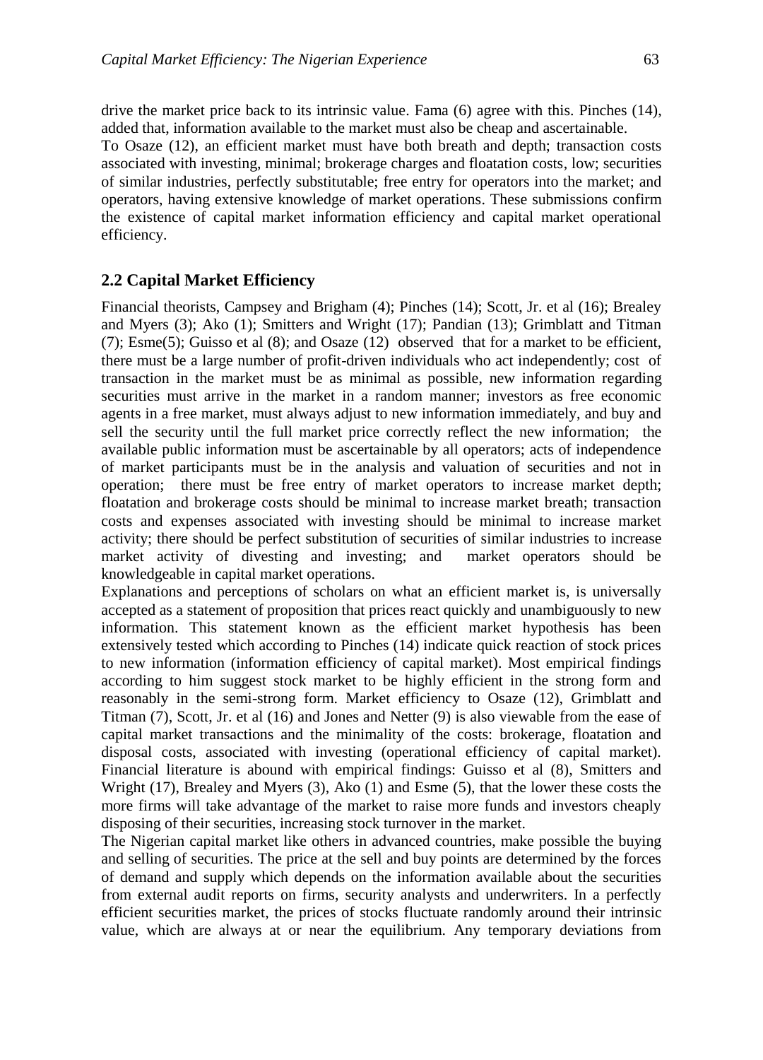drive the market price back to its intrinsic value. Fama (6) agree with this. Pinches (14), added that, information available to the market must also be cheap and ascertainable.

To Osaze (12), an efficient market must have both breath and depth; transaction costs associated with investing, minimal; brokerage charges and floatation costs, low; securities of similar industries, perfectly substitutable; free entry for operators into the market; and operators, having extensive knowledge of market operations. These submissions confirm the existence of capital market information efficiency and capital market operational efficiency.

## 2.2 Capital Market Efficiency

Financial theorists, Campsey and Brigham (4); Pinches (14); Scott, Jr. et al (16); Brealey and Myers (3); Ako (1); Smitters and Wright (17); Pandian (13); Grimblatt and Titman (7); Esme(5); Guisso et al (8); and Osaze (12) observed that for a market to be efficient, there must be a large number of profit-driven individuals who act independently; cost of transaction in the market must be as minimal as possible, new information regarding securities must arrive in the market in a random manner; investors as free economic agents in a free market, must always adjust to new information immediately, and buy and sell the security until the full market price correctly reflect the new information; the available public information must be ascertainable by all operators; acts of independence of market participants must be in the analysis and valuation of securities and not in operation; there must be free entry of market operators to increase market depth; floatation and brokerage costs should be minimal to increase market breath; transaction costs and expenses associated with investing should be minimal to increase market activity; there should be perfect substitution of securities of similar industries to increase market activity of divesting and investing; and market operators should be knowledgeable in capital market operations.

Explanations and perceptions of scholars on what an efficient market is, is universally accepted as a statement of proposition that prices react quickly and unambiguously to new information. This statement known as the efficient market hypothesis has been extensively tested which according to Pinches (14) indicate quick reaction of stock prices to new information (information efficiency of capital market). Most empirical findings according to him suggest stock market to be highly efficient in the strong form and reasonably in the semi-strong form. Market efficiency to Osaze (12), Grimblatt and Titman (7), Scott, Jr. et al (16) and Jones and Netter (9) is also viewable from the ease of capital market transactions and the minimality of the costs: brokerage, floatation and disposal costs, associated with investing (operational efficiency of capital market). Financial literature is abound with empirical findings: Guisso et al (8), Smitters and Wright (17), Brealey and Myers (3), Ako (1) and Esme (5), that the lower these costs the more firms will take advantage of the market to raise more funds and investors cheaply disposing of their securities, increasing stock turnover in the market.

The Nigerian capital market like others in advanced countries, make possible the buying and selling of securities. The price at the sell and buy points are determined by the forces of demand and supply which depends on the information available about the securities from external audit reports on firms, security analysts and underwriters. In a perfectly efficient securities market, the prices of stocks fluctuate randomly around their intrinsic value, which are always at or near the equilibrium. Any temporary deviations from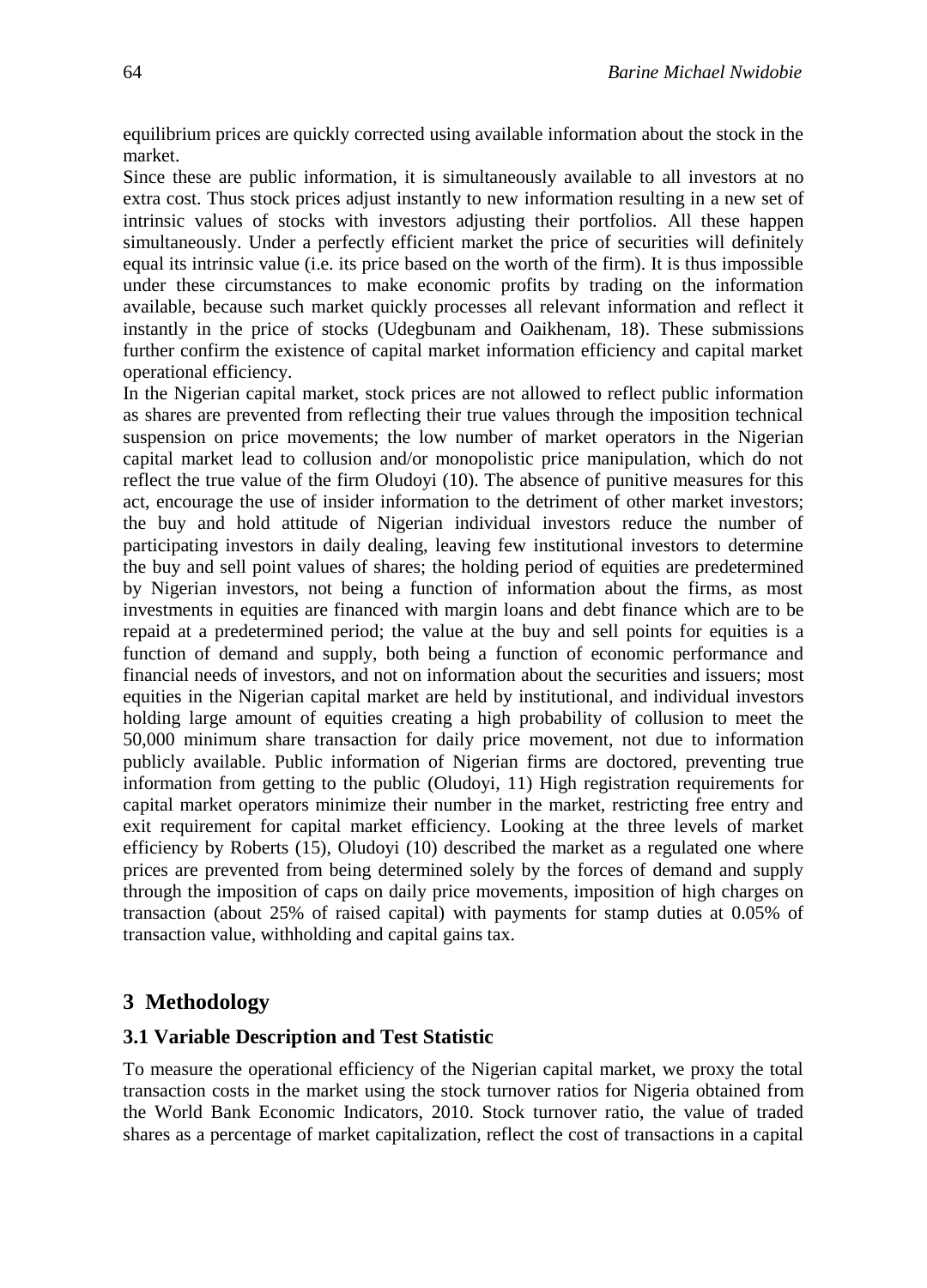equilibrium prices are quickly corrected using available information about the stock in the market.

Since these are public information, it is simultaneously available to all investors at no extra cost. Thus stock prices adjust instantly to new information resulting in a new set of intrinsic values of stocks with investors adjusting their portfolios. All these happen simultaneously. Under a perfectly efficient market the price of securities will definitely equal its intrinsic value (i.e. its price based on the worth of the firm). It is thus impossible under these circumstances to make economic profits by trading on the information available, because such market quickly processes all relevant information and reflect it instantly in the price of stocks (Udegbunam and Oaikhenam, 18). These submissions further confirm the existence of capital market information efficiency and capital market operational efficiency.

In the Nigerian capital market, stock prices are not allowed to reflect public information as shares are prevented from reflecting their true values through the imposition technical suspension on price movements; the low number of market operators in the Nigerian capital market lead to collusion and/or monopolistic price manipulation, which do not reflect the true value of the firm Oludoyi (10). The absence of punitive measures for this act, encourage the use of insider information to the detriment of other market investors; the buy and hold attitude of Nigerian individual investors reduce the number of participating investors in daily dealing, leaving few institutional investors to determine the buy and sell point values of shares; the holding period of equities are predetermined by Nigerian investors, not being a function of information about the firms, as most investments in equities are financed with margin loans and debt finance which are to be repaid at a predetermined period; the value at the buy and sell points for equities is a function of demand and supply, both being a function of economic performance and financial needs of investors, and not on information about the securities and issuers; most equities in the Nigerian capital market are held by institutional, and individual investors holding large amount of equities creating a high probability of collusion to meet the 50,000 minimum share transaction for daily price movement, not due to information publicly available. Public information of Nigerian firms are doctored, preventing true information from getting to the public (Oludoyi, 11) High registration requirements for capital market operators minimize their number in the market, restricting free entry and exit requirement for capital market efficiency. Looking at the three levels of market efficiency by Roberts (15), Oludoyi (10) described the market as a regulated one where prices are prevented from being determined solely by the forces of demand and supply through the imposition of caps on daily price movements, imposition of high charges on transaction (about 25% of raised capital) with payments for stamp duties at 0.05% of transaction value, withholding and capital gains tax.

## 3 Methodology

### 3.1 Variable Description and Test Statistic

To measure the operational efficiency of the Nigerian capital market, we proxy the total transaction costs in the market using the stock turnover ratios for Nigeria obtained from the World Bank Economic Indicators, 2010. Stock turnover ratio, the value of traded shares as a percentage of market capitalization, reflect the cost of transactions in a capital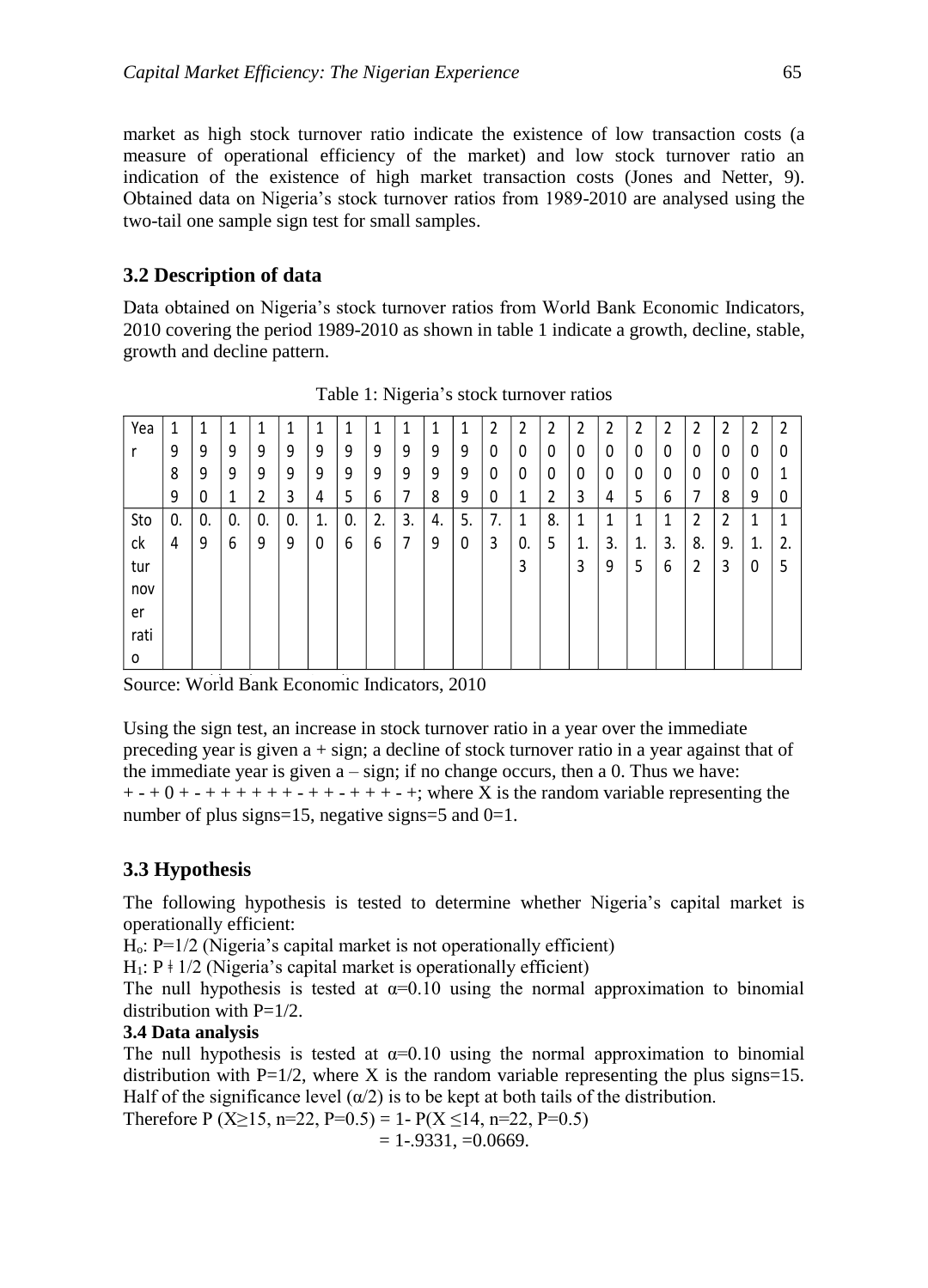market as high stock turnover ratio indicate the existence of low transaction costs (a measure of operational efficiency of the market) and low stock turnover ratio an indication of the existence of high market transaction costs (Jones and Netter, 9). Obtained data on Nigeria's stock turnover ratios from 1989-2010 are analysed using the two-tail one sample sign test for small samples.

## 3.2 Description of data

Data obtained on Nigeria's stock turnover ratios from World Bank Economic Indicators, 2010 covering the period 1989-2010 as shown in table 1 indicate a growth, decline, stable, growth and decline pattern.

Table 1: Nigeria's stock turnover ratios

| Year | 1989 | 1990 | 1991 | 1992 | 1993 | 1994 | 1995 | 1996 | 1997 | 1998 | 1999 | 2000 | 2001 | 2002 | 2003 | 2004 | 2005 | 2006 | 2007 | 2008 | 2009 | 2010 |
|---|---|---|---|---|---|---|---|---|---|---|---|---|---|---|---|---|---|---|---|---|---|---|
| Stock turnover ratio | 0.4 | 0.9 | 0.6 | 0.9 | 0.9 | 1.0 | 0.6 | 2.6 | 3.7 | 4.9 | 5.0 | 7.3 | 10.3 | 8.5 | 11.3 | 13.9 | 11.5 | 13.6 | 28.2 | 29.3 | 11.0 | 12.5 |

Source: World Bank Economic Indicators, 2010

Using the sign test, an increase in stock turnover ratio in a year over the immediate preceding year is given a + sign; a decline of stock turnover ratio in a year against that of the immediate year is given a – sign; if no change occurs, then a 0. Thus we have: + - + 0 + - + + + + + + + - + + - + + + + - +; where X is the random variable representing the number of plus signs=15, negative signs=5 and 0=1.

## 3.3 Hypothesis

The following hypothesis is tested to determine whether Nigeria's capital market is operationally efficient:

$H_o$: P=1/2 (Nigeria's capital market is not operationally efficient)

$H_1$: P ≠ 1/2 (Nigeria's capital market is operationally efficient)

The null hypothesis is tested at $\alpha$=0.10 using the normal approximation to binomial distribution with P=1/2.

### 3.4 Data analysis

The null hypothesis is tested at $\alpha$=0.10 using the normal approximation to binomial distribution with P=1/2, where X is the random variable representing the plus signs=15. Half of the significance level ($\alpha$/2) is to be kept at both tails of the distribution.

Therefore P (X≥15, n=22, P=0.5) = 1- P(X ≤14, n=22, P=0.5)

= 1-.9331, =0.0669.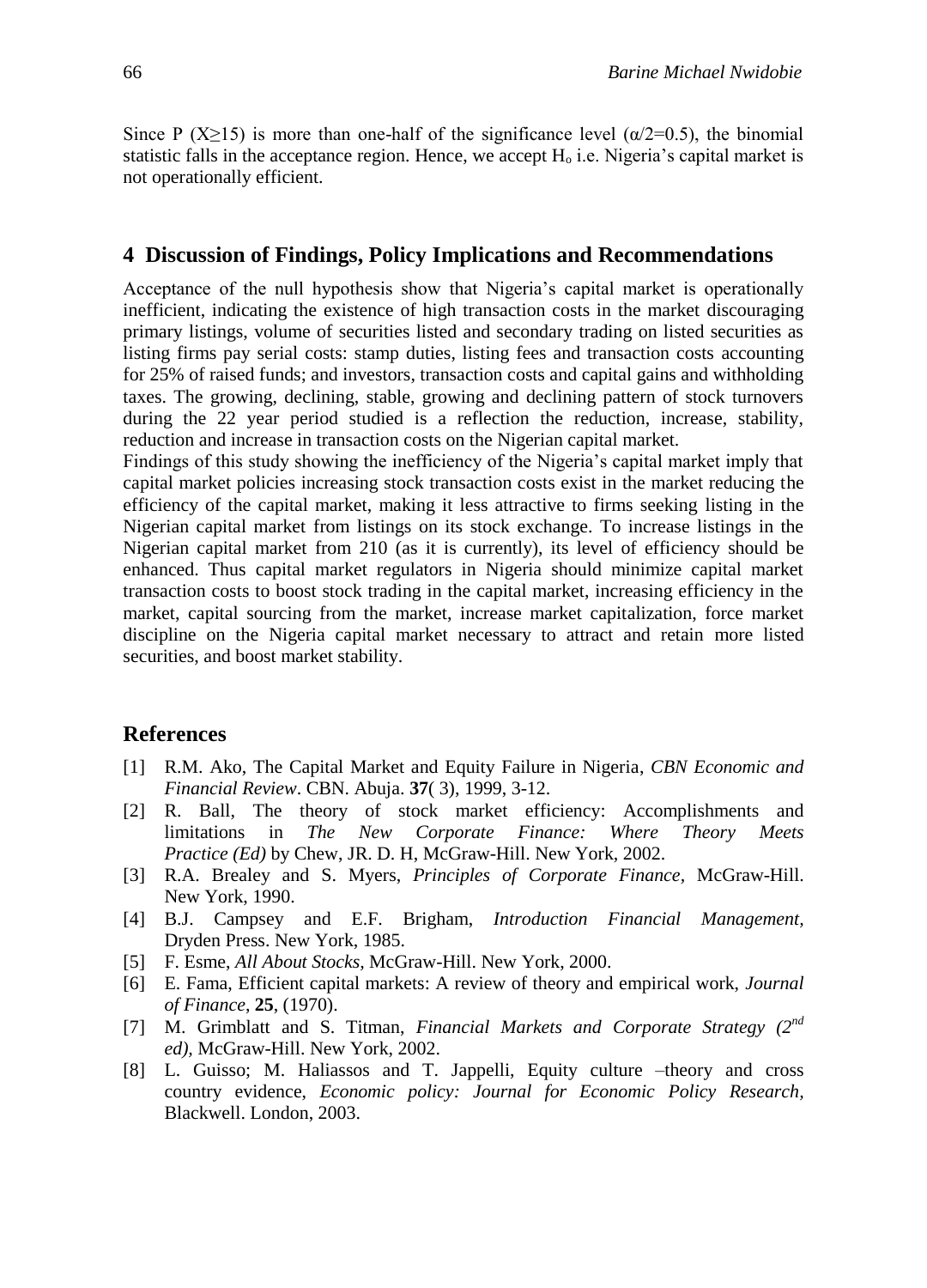Since P ($X \geq 15$) is more than one-half of the significance level ($\alpha/2=0.5$), the binomial statistic falls in the acceptance region. Hence, we accept $H_o$ i.e. Nigeria's capital market is not operationally efficient.

## 4 Discussion of Findings, Policy Implications and Recommendations

Acceptance of the null hypothesis show that Nigeria's capital market is operationally inefficient, indicating the existence of high transaction costs in the market discouraging primary listings, volume of securities listed and secondary trading on listed securities as listing firms pay serial costs: stamp duties, listing fees and transaction costs accounting for 25% of raised funds; and investors, transaction costs and capital gains and withholding taxes. The growing, declining, stable, growing and declining pattern of stock turnovers during the 22 year period studied is a reflection the reduction, increase, stability, reduction and increase in transaction costs on the Nigerian capital market.

Findings of this study showing the inefficiency of the Nigeria's capital market imply that capital market policies increasing stock transaction costs exist in the market reducing the efficiency of the capital market, making it less attractive to firms seeking listing in the Nigerian capital market from listings on its stock exchange. To increase listings in the Nigerian capital market from 210 (as it is currently), its level of efficiency should be enhanced. Thus capital market regulators in Nigeria should minimize capital market transaction costs to boost stock trading in the capital market, increasing efficiency in the market, capital sourcing from the market, increase market capitalization, force market discipline on the Nigeria capital market necessary to attract and retain more listed securities, and boost market stability.

## References

[1] R.M. Ako, The Capital Market and Equity Failure in Nigeria, *CBN Economic and Financial Review*. CBN. Abuja. **37**( 3), 1999, 3-12.

[2] R. Ball, The theory of stock market efficiency: Accomplishments and limitations in *The New Corporate Finance: Where Theory Meets Practice (Ed)* by Chew, JR. D. H, McGraw-Hill. New York, 2002.

[3] R.A. Brealey and S. Myers, *Principles of Corporate Finance,* McGraw-Hill. New York, 1990.

[4] B.J. Campsey and E.F. Brigham, *Introduction Financial Management,* Dryden Press. New York, 1985.

[5] F. Esme, *All About Stocks,* McGraw-Hill. New York, 2000.

[6] E. Fama, Efficient capital markets: A review of theory and empirical work, *Journal of Finance*, **25**, (1970).

[7] M. Grimblatt and S. Titman, *Financial Markets and Corporate Strategy (2nd ed),* McGraw-Hill. New York, 2002.

[8] L. Guisso; M. Haliassos and T. Jappelli, Equity culture –theory and cross country evidence, *Economic policy: Journal for Economic Policy Research,* Blackwell. London, 2003.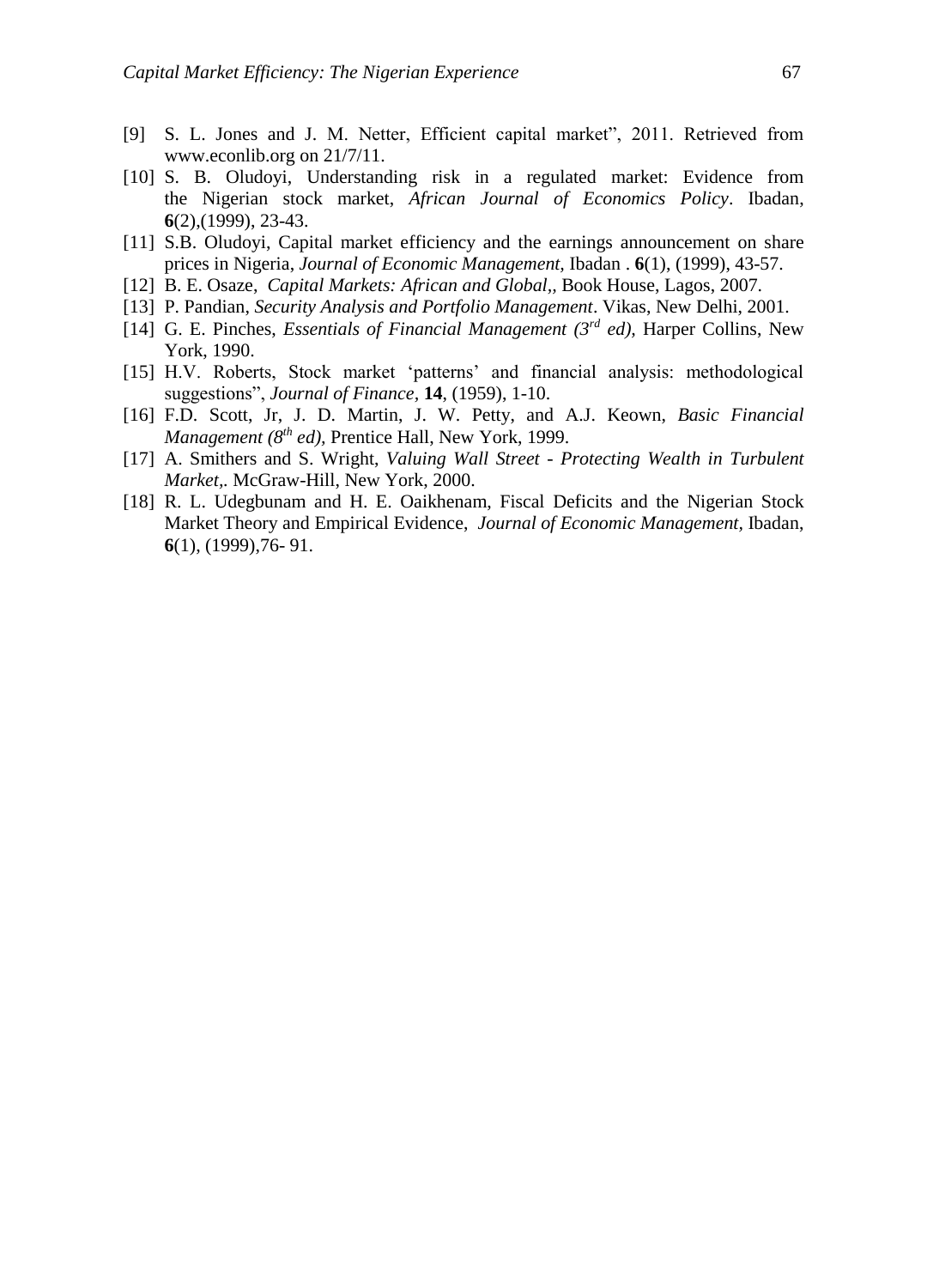[9] S. L. Jones and J. M. Netter, Efficient capital market", 2011. Retrieved from www.econlib.org on 21/7/11.

[10] S. B. Oludoyi, Understanding risk in a regulated market: Evidence from the Nigerian stock market, *African Journal of Economics Policy*. Ibadan, **6**(2),(1999), 23-43.

[11] S.B. Oludoyi, Capital market efficiency and the earnings announcement on share prices in Nigeria, *Journal of Economic Management,* Ibadan . **6**(1), (1999), 43-57.

[12] B. E. Osaze, *Capital Markets: African and Global,,* Book House, Lagos, 2007.

[13] P. Pandian, *Security Analysis and Portfolio Management*. Vikas, New Delhi, 2001.

[14] G. E. Pinches, *Essentials of Financial Management (3rd ed),* Harper Collins, New York, 1990.

[15] H.V. Roberts, Stock market 'patterns' and financial analysis: methodological suggestions", *Journal of Finance,* **14**, (1959), 1-10.

[16] F.D. Scott, Jr, J. D. Martin, J. W. Petty, and A.J. Keown, *Basic Financial Management (8th ed),* Prentice Hall, New York, 1999.

[17] A. Smithers and S. Wright, *Valuing Wall Street - Protecting Wealth in Turbulent Market,*. McGraw-Hill, New York, 2000.

[18] R. L. Udegbunam and H. E. Oaikhenam, Fiscal Deficits and the Nigerian Stock Market Theory and Empirical Evidence, *Journal of Economic Management,* Ibadan, **6**(1), (1999),76- 91.